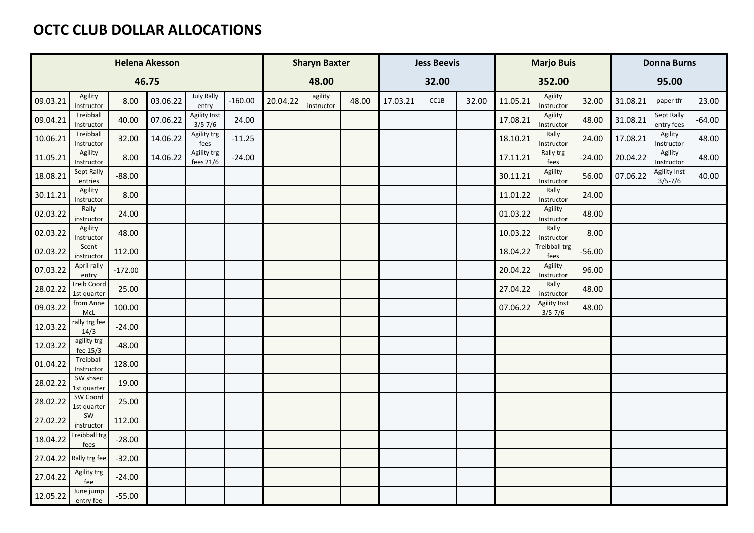# OCTC CLUB DOLLAR ALLOCATIONS

| Helena Akesson | | | | | | Sharyn Baxter | | | Jess Beevis | | | Marjo Buis | | | Donna Burns | | |
|---|---|---|---|---|---|---|---|---|---|---|---|---|---|---|---|---|---|
| 46.75 | | | | | | 48.00 | | | 32.00 | | | 352.00 | | | 95.00 | | |
| 09.03.21 | Agility Instructor | 8.00 | 03.06.22 | July Rally entry | -160.00 | 20.04.22 | agility instructor | 48.00 | 17.03.21 | CC1B | 32.00 | 11.05.21 | Agility Instructor | 32.00 | 31.08.21 | paper tfr | 23.00 |
| 09.04.21 | Treibball Instructor | 40.00 | 07.06.22 | Agility Inst 3/5-7/6 | 24.00 | | | | | | | 17.08.21 | Agility Instructor | 48.00 | 31.08.21 | Sept Rally entry fees | -64.00 |
| 10.06.21 | Treibball Instructor | 32.00 | 14.06.22 | Agility trg fees | -11.25 | | | | | | | 18.10.21 | Rally Instructor | 24.00 | 17.08.21 | Agility Instructor | 48.00 |
| 11.05.21 | Agility Instructor | 8.00 | 14.06.22 | Agility trg fees 21/6 | -24.00 | | | | | | | 17.11.21 | Rally trg fees | -24.00 | 20.04.22 | Agility Instructor | 48.00 |
| 18.08.21 | Sept Rally entries | -88.00 | | | | | | | | | | 30.11.21 | Agility Instructor | 56.00 | 07.06.22 | Agility Inst 3/5-7/6 | 40.00 |
| 30.11.21 | Agility Instructor | 8.00 | | | | | | | | | | 11.01.22 | Rally Instructor | 24.00 | | | |
| 02.03.22 | Rally instructor | 24.00 | | | | | | | | | | 01.03.22 | Agility Instructor | 48.00 | | | |
| 02.03.22 | Agility Instructor | 48.00 | | | | | | | | | | 10.03.22 | Rally Instructor | 8.00 | | | |
| 02.03.22 | Scent instructor | 112.00 | | | | | | | | | | 18.04.22 | Treibball trg fees | -56.00 | | | |
| 07.03.22 | April rally entry | -172.00 | | | | | | | | | | 20.04.22 | Agility Instructor | 96.00 | | | |
| 28.02.22 | Treib Coord 1st quarter | 25.00 | | | | | | | | | | 27.04.22 | Rally instructor | 48.00 | | | |
| 09.03.22 | from Anne McL | 100.00 | | | | | | | | | | 07.06.22 | Agility Inst 3/5-7/6 | 48.00 | | | |
| 12.03.22 | rally trg fee 14/3 | -24.00 | | | | | | | | | | | | | | | |
| 12.03.22 | agility trg fee 15/3 | -48.00 | | | | | | | | | | | | | | | |
| 01.04.22 | Treibball Instructor | 128.00 | | | | | | | | | | | | | | | |
| 28.02.22 | SW shsec 1st quarter | 19.00 | | | | | | | | | | | | | | | |
| 28.02.22 | SW Coord 1st quarter | 25.00 | | | | | | | | | | | | | | | |
| 27.02.22 | SW instructor | 112.00 | | | | | | | | | | | | | | | |
| 18.04.22 | Treibball trg fees | -28.00 | | | | | | | | | | | | | | | |
| 27.04.22 | Rally trg fee | -32.00 | | | | | | | | | | | | | | | |
| 27.04.22 | Agility trg fee | -24.00 | | | | | | | | | | | | | | | |
| 12.05.22 | June jump entry fee | -55.00 | | | | | | | | | | | | | | | |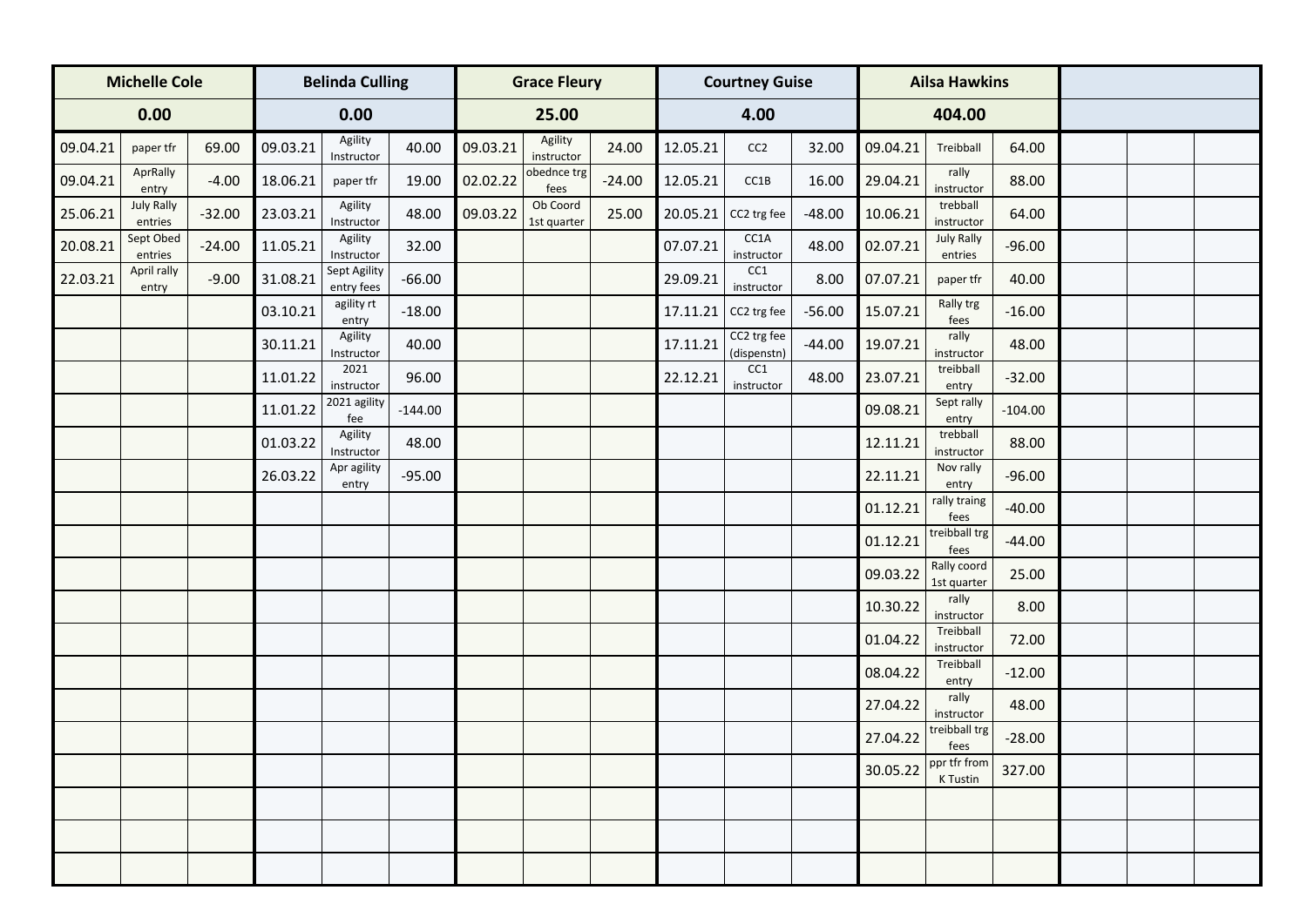| Michelle Cole | | | Belinda Culling | | | Grace Fleury | | | Courtney Guise | | | Ailsa Hawkins | | | | | |
|---|---|---|---|---|---|---|---|---|---|---|---|---|---|---|---|---|---|
| 0.00 | | | 0.00 | | | 25.00 | | | 4.00 | | | 404.00 | | | | | |
| 09.04.21 | paper tfr | 69.00 | 09.03.21 | Agility Instructor | 40.00 | 09.03.21 | Agility instructor | 24.00 | 12.05.21 | CC2 | 32.00 | 09.04.21 | Treibball | 64.00 | | | |
| 09.04.21 | AprRally entry | -4.00 | 18.06.21 | paper tfr | 19.00 | 02.02.22 | obednce trg fees | -24.00 | 12.05.21 | CC1B | 16.00 | 29.04.21 | rally instructor | 88.00 | | | |
| 25.06.21 | July Rally entries | -32.00 | 23.03.21 | Agility Instructor | 48.00 | 09.03.22 | Ob Coord 1st quarter | 25.00 | 20.05.21 | CC2 trg fee | -48.00 | 10.06.21 | trebball instructor | 64.00 | | | |
| 20.08.21 | Sept Obed entries | -24.00 | 11.05.21 | Agility Instructor | 32.00 | | | | 07.07.21 | CC1A instructor | 48.00 | 02.07.21 | July Rally entries | -96.00 | | | |
| 22.03.21 | April rally entry | -9.00 | 31.08.21 | Sept Agility entry fees | -66.00 | | | | 29.09.21 | CC1 instructor | 8.00 | 07.07.21 | paper tfr | 40.00 | | | |
| | | | 03.10.21 | agility rt entry | -18.00 | | | | 17.11.21 | CC2 trg fee | -56.00 | 15.07.21 | Rally trg fees | -16.00 | | | |
| | | | 30.11.21 | Agility Instructor | 40.00 | | | | 17.11.21 | CC2 trg fee (dispenstn) | -44.00 | 19.07.21 | rally instructor | 48.00 | | | |
| | | | 11.01.22 | 2021 instructor | 96.00 | | | | 22.12.21 | CC1 instructor | 48.00 | 23.07.21 | treibball entry | -32.00 | | | |
| | | | 11.01.22 | 2021 agility fee | -144.00 | | | | | | | 09.08.21 | Sept rally entry | -104.00 | | | |
| | | | 01.03.22 | Agility Instructor | 48.00 | | | | | | | 12.11.21 | trebball instructor | 88.00 | | | |
| | | | 26.03.22 | Apr agility entry | -95.00 | | | | | | | 22.11.21 | Nov rally entry | -96.00 | | | |
| | | | | | | | | | | | | 01.12.21 | rally traing fees | -40.00 | | | |
| | | | | | | | | | | | | 01.12.21 | treibball trg fees | -44.00 | | | |
| | | | | | | | | | | | | 09.03.22 | Rally coord 1st quarter | 25.00 | | | |
| | | | | | | | | | | | | 10.30.22 | rally instructor | 8.00 | | | |
| | | | | | | | | | | | | 01.04.22 | Treibball instructor | 72.00 | | | |
| | | | | | | | | | | | | 08.04.22 | Treibball entry | -12.00 | | | |
| | | | | | | | | | | | | 27.04.22 | rally instructor | 48.00 | | | |
| | | | | | | | | | | | | 27.04.22 | treibball trg fees | -28.00 | | | |
| | | | | | | | | | | | | 30.05.22 | ppr tfr from K Tustin | 327.00 | | | |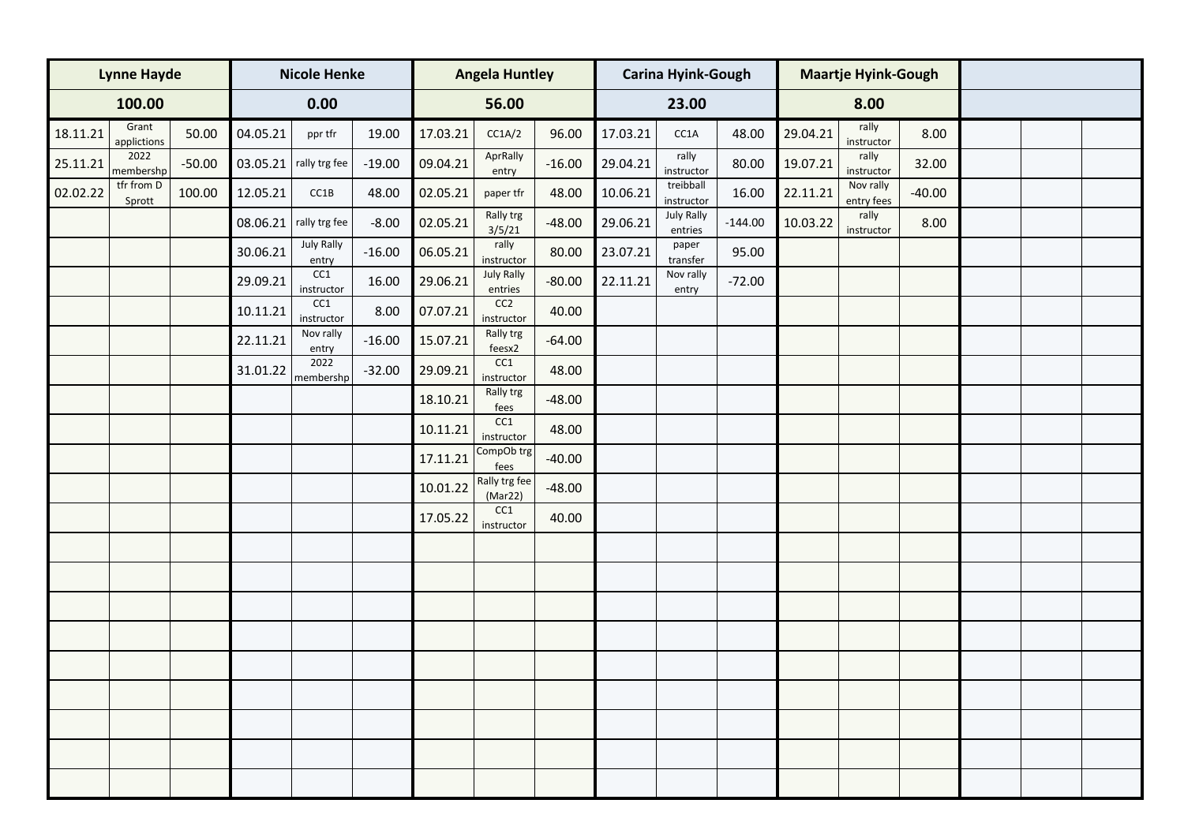| Lynne Hayde | | | Nicole Henke | | | Angela Huntley | | | Carina Hyink-Gough | | | Maartje Hyink-Gough | | | | | |
|---|---|---|---|---|---|---|---|---|---|---|---|---|---|---|---|---|---|
| 100.00 | | | 0.00 | | | 56.00 | | | 23.00 | | | 8.00 | | | | | |
| 18.11.21 | Grant applictions | 50.00 | 04.05.21 | ppr tfr | 19.00 | 17.03.21 | CC1A/2 | 96.00 | 17.03.21 | CC1A | 48.00 | 29.04.21 | rally instructor | 8.00 | | | |
| 25.11.21 | 2022 membershp | -50.00 | 03.05.21 | rally trg fee | -19.00 | 09.04.21 | AprRally entry | -16.00 | 29.04.21 | rally instructor | 80.00 | 19.07.21 | rally instructor | 32.00 | | | |
| 02.02.22 | tfr from D Sprott | 100.00 | 12.05.21 | CC1B | 48.00 | 02.05.21 | paper tfr | 48.00 | 10.06.21 | treibball instructor | 16.00 | 22.11.21 | Nov rally entry fees | -40.00 | | | |
| | | | 08.06.21 | rally trg fee | -8.00 | 02.05.21 | Rally trg 3/5/21 | -48.00 | 29.06.21 | July Rally entries | -144.00 | 10.03.22 | rally instructor | 8.00 | | | |
| | | | 30.06.21 | July Rally entry | -16.00 | 06.05.21 | rally instructor | 80.00 | 23.07.21 | paper transfer | 95.00 | | | | | | |
| | | | 29.09.21 | CC1 instructor | 16.00 | 29.06.21 | July Rally entries | -80.00 | 22.11.21 | Nov rally entry | -72.00 | | | | | | |
| | | | 10.11.21 | CC1 instructor | 8.00 | 07.07.21 | CC2 instructor | 40.00 | | | | | | | | | |
| | | | 22.11.21 | Nov rally entry | -16.00 | 15.07.21 | Rally trg feesx2 | -64.00 | | | | | | | | | |
| | | | 31.01.22 | 2022 membershp | -32.00 | 29.09.21 | CC1 instructor | 48.00 | | | | | | | | | |
| | | | | | | 18.10.21 | Rally trg fees | -48.00 | | | | | | | | | |
| | | | | | | 10.11.21 | CC1 instructor | 48.00 | | | | | | | | | |
| | | | | | | 17.11.21 | CompOb trg fees | -40.00 | | | | | | | | | |
| | | | | | | 10.01.22 | Rally trg fee (Mar22) | -48.00 | | | | | | | | | |
| | | | | | | 17.05.22 | CC1 instructor | 40.00 | | | | | | | | | |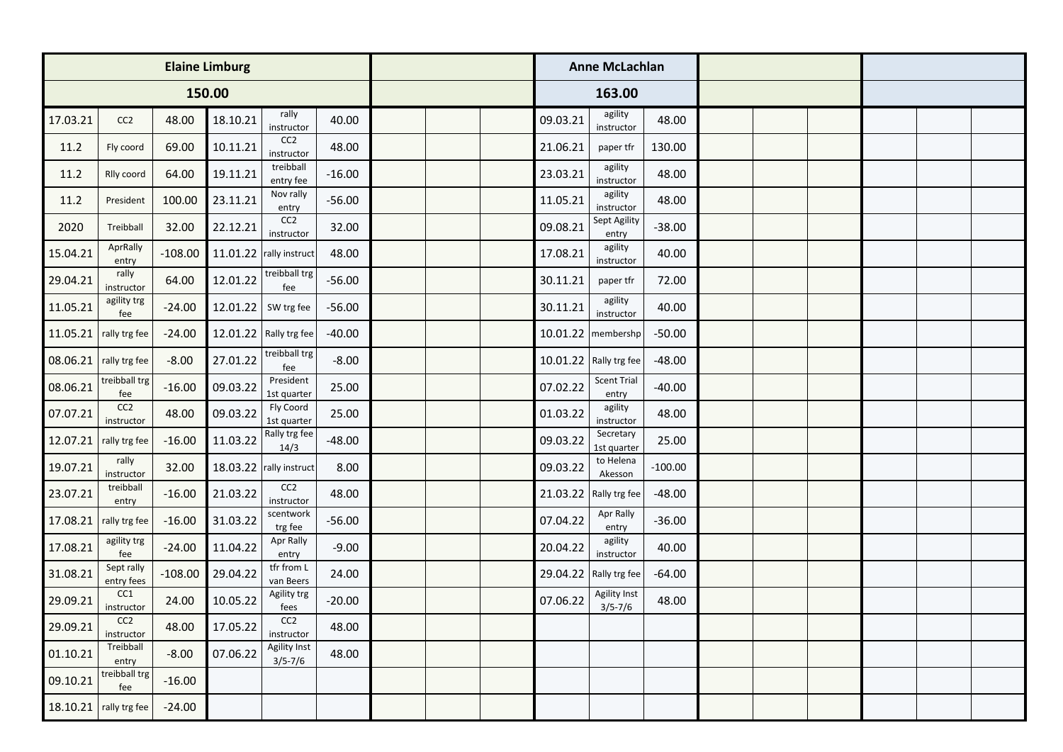| Elaine Limburg | | | | | | | | | Anne McLachlan | | | | | | | | |
|---|---|---|---|---|---|---|---|---|---|---|---|---|---|---|---|---|---|
| 150.00 | | | | | | | | | 163.00 | | | | | | | | |
| 17.03.21 | CC2 | 48.00 | 18.10.21 | rally instructor | 40.00 | | | | 09.03.21 | agility instructor | 48.00 | | | | | | |
| 11.2 | Fly coord | 69.00 | 10.11.21 | CC2 instructor | 48.00 | | | | 21.06.21 | paper tfr | 130.00 | | | | | | |
| 11.2 | Rlly coord | 64.00 | 19.11.21 | treibball entry fee | -16.00 | | | | 23.03.21 | agility instructor | 48.00 | | | | | | |
| 11.2 | President | 100.00 | 23.11.21 | Nov rally entry | -56.00 | | | | 11.05.21 | agility instructor | 48.00 | | | | | | |
| 2020 | Treibball | 32.00 | 22.12.21 | CC2 instructor | 32.00 | | | | 09.08.21 | Sept Agility entry | -38.00 | | | | | | |
| 15.04.21 | AprRally entry | -108.00 | 11.01.22 | rally instruct | 48.00 | | | | 17.08.21 | agility instructor | 40.00 | | | | | | |
| 29.04.21 | rally instructor | 64.00 | 12.01.22 | treibball trg fee | -56.00 | | | | 30.11.21 | paper tfr | 72.00 | | | | | | |
| 11.05.21 | agility trg fee | -24.00 | 12.01.22 | SW trg fee | -56.00 | | | | 30.11.21 | agility instructor | 40.00 | | | | | | |
| 11.05.21 | rally trg fee | -24.00 | 12.01.22 | Rally trg fee | -40.00 | | | | 10.01.22 | membershp | -50.00 | | | | | | |
| 08.06.21 | rally trg fee | -8.00 | 27.01.22 | treibball trg fee | -8.00 | | | | 10.01.22 | Rally trg fee | -48.00 | | | | | | |
| 08.06.21 | treibball trg fee | -16.00 | 09.03.22 | President 1st quarter | 25.00 | | | | 07.02.22 | Scent Trial entry | -40.00 | | | | | | |
| 07.07.21 | CC2 instructor | 48.00 | 09.03.22 | Fly Coord 1st quarter | 25.00 | | | | 01.03.22 | agility instructor | 48.00 | | | | | | |
| 12.07.21 | rally trg fee | -16.00 | 11.03.22 | Rally trg fee 14/3 | -48.00 | | | | 09.03.22 | Secretary 1st quarter | 25.00 | | | | | | |
| 19.07.21 | rally instructor | 32.00 | 18.03.22 | rally instruct | 8.00 | | | | 09.03.22 | to Helena Akesson | -100.00 | | | | | | |
| 23.07.21 | treibball entry | -16.00 | 21.03.22 | CC2 instructor | 48.00 | | | | 21.03.22 | Rally trg fee | -48.00 | | | | | | |
| 17.08.21 | rally trg fee | -16.00 | 31.03.22 | scentwork trg fee | -56.00 | | | | 07.04.22 | Apr Rally entry | -36.00 | | | | | | |
| 17.08.21 | agility trg fee | -24.00 | 11.04.22 | Apr Rally entry | -9.00 | | | | 20.04.22 | agility instructor | 40.00 | | | | | | |
| 31.08.21 | Sept rally entry fees | -108.00 | 29.04.22 | tfr from L van Beers | 24.00 | | | | 29.04.22 | Rally trg fee | -64.00 | | | | | | |
| 29.09.21 | CC1 instructor | 24.00 | 10.05.22 | Agility trg fees | -20.00 | | | | 07.06.22 | Agility Inst 3/5-7/6 | 48.00 | | | | | | |
| 29.09.21 | CC2 instructor | 48.00 | 17.05.22 | CC2 instructor | 48.00 | | | | | | | | | | | | |
| 01.10.21 | Treibball entry | -8.00 | 07.06.22 | Agility Inst 3/5-7/6 | 48.00 | | | | | | | | | | | | |
| 09.10.21 | treibball trg fee | -16.00 | | | | | | | | | | | | | | | |
| 18.10.21 | rally trg fee | -24.00 | | | | | | | | | | | | | | | |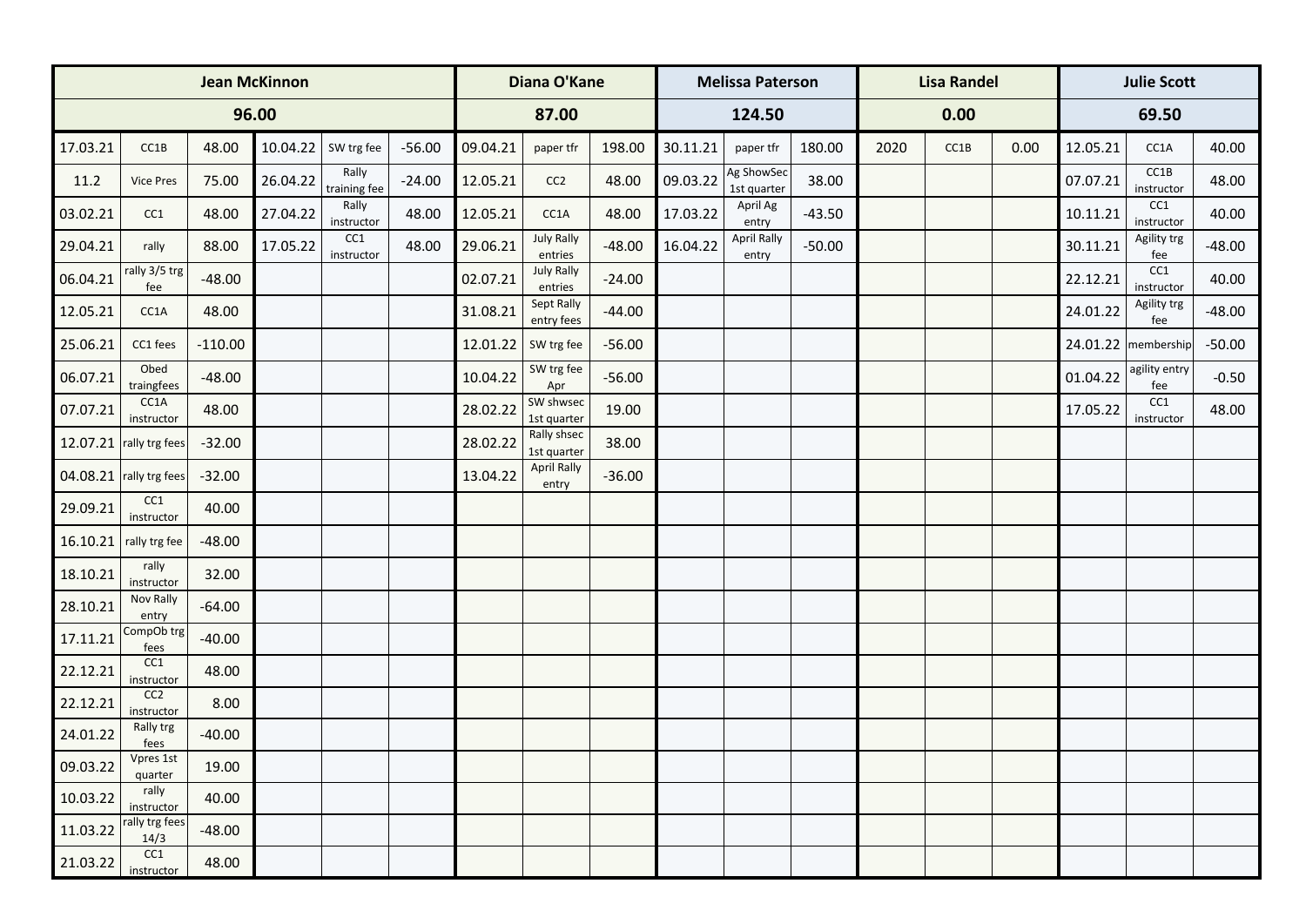| Jean McKinnon | | | | | | Diana O'Kane | | | Melissa Paterson | | | Lisa Randel | | | Julie Scott | | |
|---|---|---|---|---|---|---|---|---|---|---|---|---|---|---|---|---|---|
| 96.00 | | | | | | 87.00 | | | 124.50 | | | 0.00 | | | 69.50 | | |
| 17.03.21 | CC1B | 48.00 | 10.04.22 | SW trg fee | -56.00 | 09.04.21 | paper tfr | 198.00 | 30.11.21 | paper tfr | 180.00 | 2020 | CC1B | 0.00 | 12.05.21 | CC1A | 40.00 |
| 11.2 | Vice Pres | 75.00 | 26.04.22 | Rally training fee | -24.00 | 12.05.21 | CC2 | 48.00 | 09.03.22 | Ag ShowSec 1st quarter | 38.00 | | | | 07.07.21 | CC1B instructor | 48.00 |
| 03.02.21 | CC1 | 48.00 | 27.04.22 | Rally instructor | 48.00 | 12.05.21 | CC1A | 48.00 | 17.03.22 | April Ag entry | -43.50 | | | | 10.11.21 | CC1 instructor | 40.00 |
| 29.04.21 | rally | 88.00 | 17.05.22 | CC1 instructor | 48.00 | 29.06.21 | July Rally entries | -48.00 | 16.04.22 | April Rally entry | -50.00 | | | | 30.11.21 | Agility trg fee | -48.00 |
| 06.04.21 | rally 3/5 trg fee | -48.00 | | | | 02.07.21 | July Rally entries | -24.00 | | | | | | | 22.12.21 | CC1 instructor | 40.00 |
| 12.05.21 | CC1A | 48.00 | | | | 31.08.21 | Sept Rally entry fees | -44.00 | | | | | | | 24.01.22 | Agility trg fee | -48.00 |
| 25.06.21 | CC1 fees | -110.00 | | | | 12.01.22 | SW trg fee | -56.00 | | | | | | | 24.01.22 | membership | -50.00 |
| 06.07.21 | Obed traingfees | -48.00 | | | | 10.04.22 | SW trg fee Apr | -56.00 | | | | | | | 01.04.22 | agility entry fee | -0.50 |
| 07.07.21 | CC1A instructor | 48.00 | | | | 28.02.22 | SW shwsec 1st quarter | 19.00 | | | | | | | 17.05.22 | CC1 instructor | 48.00 |
| 12.07.21 | rally trg fees | -32.00 | | | | 28.02.22 | Rally shsec 1st quarter | 38.00 | | | | | | | | | |
| 04.08.21 | rally trg fees | -32.00 | | | | 13.04.22 | April Rally entry | -36.00 | | | | | | | | | |
| 29.09.21 | CC1 instructor | 40.00 | | | | | | | | | | | | | | | |
| 16.10.21 | rally trg fee | -48.00 | | | | | | | | | | | | | | | |
| 18.10.21 | rally instructor | 32.00 | | | | | | | | | | | | | | | |
| 28.10.21 | Nov Rally entry | -64.00 | | | | | | | | | | | | | | | |
| 17.11.21 | CompOb trg fees | -40.00 | | | | | | | | | | | | | | | |
| 22.12.21 | CC1 instructor | 48.00 | | | | | | | | | | | | | | | |
| 22.12.21 | CC2 instructor | 8.00 | | | | | | | | | | | | | | | |
| 24.01.22 | Rally trg fees | -40.00 | | | | | | | | | | | | | | | |
| 09.03.22 | Vpres 1st quarter | 19.00 | | | | | | | | | | | | | | | |
| 10.03.22 | rally instructor | 40.00 | | | | | | | | | | | | | | | |
| 11.03.22 | rally trg fees 14/3 | -48.00 | | | | | | | | | | | | | | | |
| 21.03.22 | CC1 instructor | 48.00 | | | | | | | | | | | | | | | |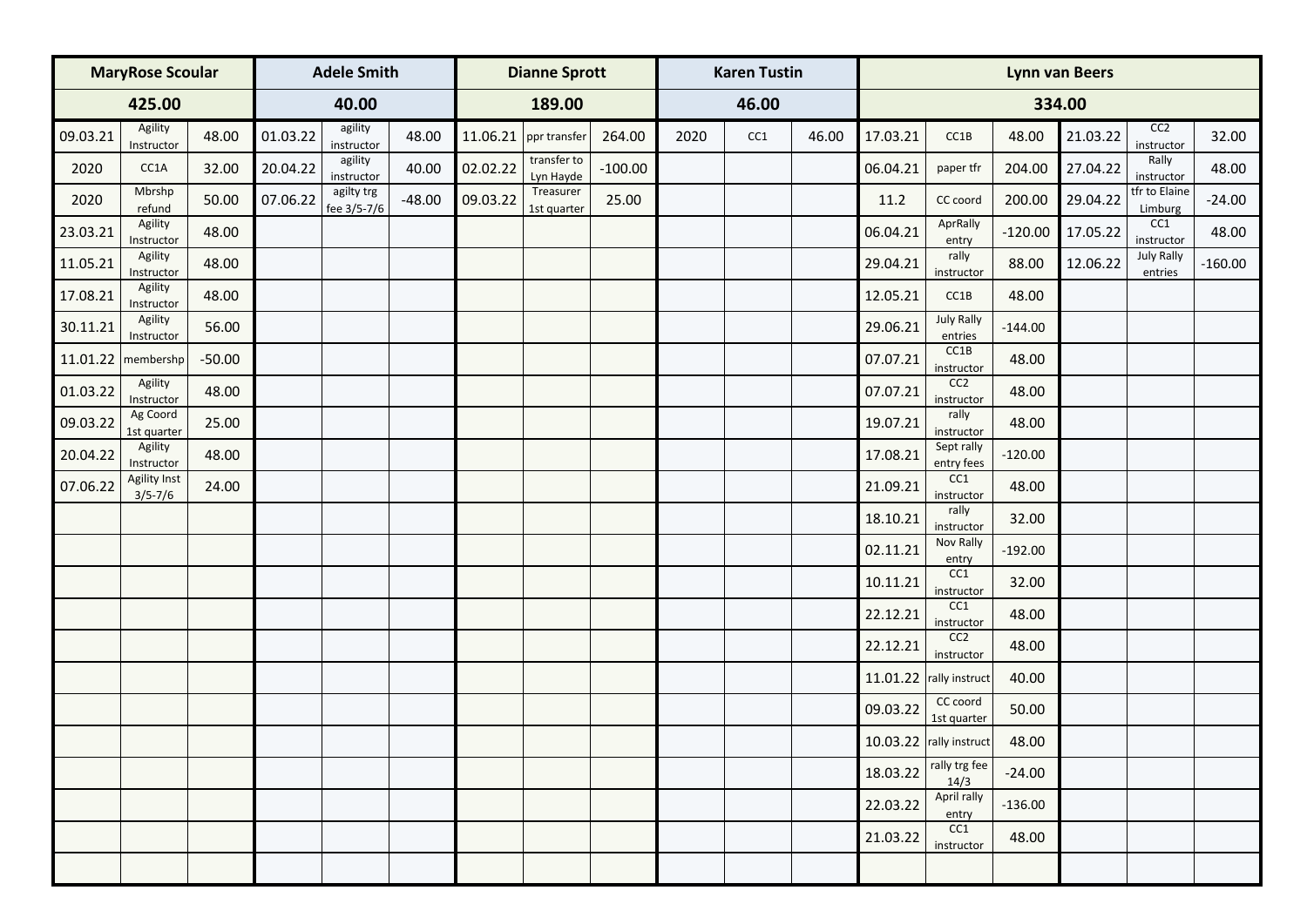| MaryRose Scoular | | | Adele Smith | | | Dianne Sprott | | | Karen Tustin | | | Lynn van Beers | | | | | |
|---|---|---|---|---|---|---|---|---|---|---|---|---|---|---|---|---|---|
| 425.00 | | | 40.00 | | | 189.00 | | | 46.00 | | | 334.00 | | | | | |
| 09.03.21 | Agility Instructor | 48.00 | 01.03.22 | agility instructor | 48.00 | 11.06.21 | ppr transfer | 264.00 | 2020 | CC1 | 46.00 | 17.03.21 | CC1B | 48.00 | 21.03.22 | CC2 instructor | 32.00 |
| 2020 | CC1A | 32.00 | 20.04.22 | agility instructor | 40.00 | 02.02.22 | transfer to Lyn Hayde | -100.00 | | | | 06.04.21 | paper tfr | 204.00 | 27.04.22 | Rally instructor | 48.00 |
| 2020 | Mbrshp refund | 50.00 | 07.06.22 | agilty trg fee 3/5-7/6 | -48.00 | 09.03.22 | Treasurer 1st quarter | 25.00 | | | | 11.2 | CC coord | 200.00 | 29.04.22 | tfr to Elaine Limburg | -24.00 |
| 23.03.21 | Agility Instructor | 48.00 | | | | | | | | | | 06.04.21 | AprRally entry | -120.00 | 17.05.22 | CC1 instructor | 48.00 |
| 11.05.21 | Agility Instructor | 48.00 | | | | | | | | | | 29.04.21 | rally instructor | 88.00 | 12.06.22 | July Rally entries | -160.00 |
| 17.08.21 | Agility Instructor | 48.00 | | | | | | | | | | 12.05.21 | CC1B | 48.00 | | | |
| 30.11.21 | Agility Instructor | 56.00 | | | | | | | | | | 29.06.21 | July Rally entries | -144.00 | | | |
| 11.01.22 | membershp | -50.00 | | | | | | | | | | 07.07.21 | CC1B instructor | 48.00 | | | |
| 01.03.22 | Agility Instructor | 48.00 | | | | | | | | | | 07.07.21 | CC2 instructor | 48.00 | | | |
| 09.03.22 | Ag Coord 1st quarter | 25.00 | | | | | | | | | | 19.07.21 | rally instructor | 48.00 | | | |
| 20.04.22 | Agility Instructor | 48.00 | | | | | | | | | | 17.08.21 | Sept rally entry fees | -120.00 | | | |
| 07.06.22 | Agility Inst 3/5-7/6 | 24.00 | | | | | | | | | | 21.09.21 | CC1 instructor | 48.00 | | | |
| | | | | | | | | | | | | 18.10.21 | rally instructor | 32.00 | | | |
| | | | | | | | | | | | | 02.11.21 | Nov Rally entry | -192.00 | | | |
| | | | | | | | | | | | | 10.11.21 | CC1 instructor | 32.00 | | | |
| | | | | | | | | | | | | 22.12.21 | CC1 instructor | 48.00 | | | |
| | | | | | | | | | | | | 22.12.21 | CC2 instructor | 48.00 | | | |
| | | | | | | | | | | | | 11.01.22 | rally instruct | 40.00 | | | |
| | | | | | | | | | | | | 09.03.22 | CC coord 1st quarter | 50.00 | | | |
| | | | | | | | | | | | | 10.03.22 | rally instruct | 48.00 | | | |
| | | | | | | | | | | | | 18.03.22 | rally trg fee 14/3 | -24.00 | | | |
| | | | | | | | | | | | | 22.03.22 | April rally entry | -136.00 | | | |
| | | | | | | | | | | | | 21.03.22 | CC1 instructor | 48.00 | | | |